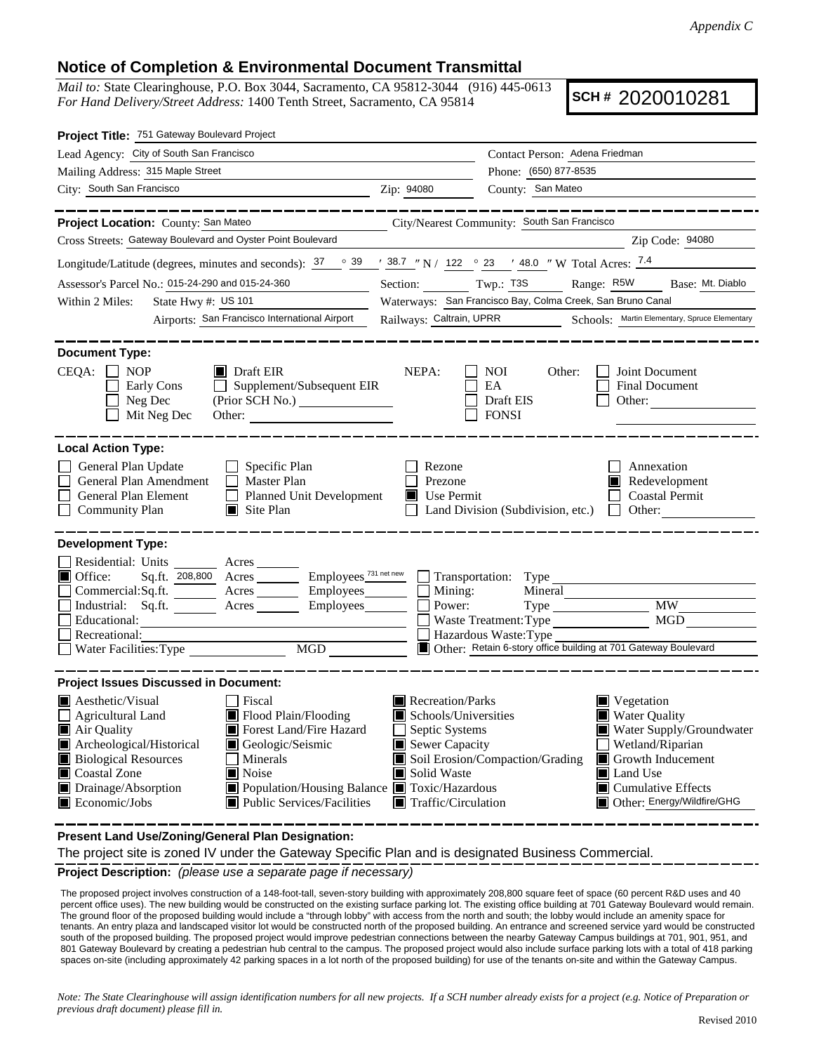*Appendix C*

## Notice of Completion & Environmental Document Transmittal

*Mail to:* State Clearinghouse, P.O. Box 3044, Sacramento, CA 95812-3044 (916) 445-0613
*For Hand Delivery/Street Address:* 1400 Tenth Street, Sacramento, CA 95814

**SCH #** 2020010281

**Project Title:** 751 Gateway Boulevard Project

Lead Agency: City of South San Francisco
Contact Person: Adena Friedman
Mailing Address: 315 Maple Street
Phone: (650) 877-8535
City: South San Francisco Zip: 94080
County: San Mateo

**Project Location:** County: San Mateo
City/Nearest Community: South San Francisco
Cross Streets: Gateway Boulevard and Oyster Point Boulevard
Zip Code: 94080
Longitude/Latitude (degrees, minutes and seconds): 37 ° 39 ′ 38.7 ″ N / 122 ° 23 ′ 48.0 ″ W Total Acres: 7.4
Assessor's Parcel No.: 015-24-290 and 015-24-360
Section: Twp.: T3S Range: R5W Base: Mt. Diablo
Within 2 Miles: State Hwy #: US 101
Waterways: San Francisco Bay, Colma Creek, San Bruno Canal
Airports: San Francisco International Airport
Railways: Caltrain, UPRR
Schools: Martin Elementary, Spruce Elementary

**Document Type:**

CEQA: ☐ NOP ☐ Early Cons ☐ Neg Dec ☐ Mit Neg Dec ■ Draft EIR ☐ Supplement/Subsequent EIR (Prior SCH No.) Other:
NEPA: ☐ NOI ☐ EA ☐ Draft EIS ☐ FONSI
Other: ☐ Joint Document ☐ Final Document ☐ Other:

**Local Action Type:**

☐ General Plan Update
☐ General Plan Amendment
☐ General Plan Element
☐ Community Plan
☐ Specific Plan
☐ Master Plan
☐ Planned Unit Development
■ Site Plan
☐ Rezone
☐ Prezone
■ Use Permit
☐ Land Division (Subdivision, etc.)
☐ Annexation
■ Redevelopment
☐ Coastal Permit
☐ Other:

**Development Type:**

☐ Residential: Units Acres
■ Office: Sq.ft. 208,800 Acres Employees 731 net new
☐ Commercial: Sq.ft. Acres Employees
☐ Industrial: Sq.ft. Acres Employees
☐ Educational:
☐ Recreational:
☐ Water Facilities: Type MGD
☐ Transportation: Type
☐ Mining: Mineral
☐ Power: Type MW
☐ Waste Treatment: Type MGD
☐ Hazardous Waste: Type
■ Other: Retain 6-story office building at 701 Gateway Boulevard

**Project Issues Discussed in Document:**

■ Aesthetic/Visual
☐ Agricultural Land
■ Air Quality
■ Archeological/Historical
■ Biological Resources
■ Coastal Zone
■ Drainage/Absorption
■ Economic/Jobs
☐ Fiscal
■ Flood Plain/Flooding
■ Forest Land/Fire Hazard
■ Geologic/Seismic
☐ Minerals
■ Noise
■ Population/Housing Balance
■ Public Services/Facilities
■ Recreation/Parks
■ Schools/Universities
☐ Septic Systems
■ Sewer Capacity
■ Soil Erosion/Compaction/Grading
■ Solid Waste
■ Toxic/Hazardous
■ Traffic/Circulation
■ Vegetation
■ Water Quality
■ Water Supply/Groundwater
☐ Wetland/Riparian
■ Growth Inducement
■ Land Use
■ Cumulative Effects
■ Other: Energy/Wildfire/GHG

**Present Land Use/Zoning/General Plan Designation:**

The project site is zoned IV under the Gateway Specific Plan and is designated Business Commercial.

**Project Description:** *(please use a separate page if necessary)*

The proposed project involves construction of a 148-foot-tall, seven-story building with approximately 208,800 square feet of space (60 percent R&D uses and 40 percent office uses). The new building would be constructed on the existing surface parking lot. The existing office building at 701 Gateway Boulevard would remain. The ground floor of the proposed building would include a "through lobby" with access from the north and south; the lobby would include an amenity space for tenants. An entry plaza and landscaped visitor lot would be constructed north of the proposed building. An entrance and screened service yard would be constructed south of the proposed building. The proposed project would improve pedestrian connections between the nearby Gateway Campus buildings at 701, 901, 951, and 801 Gateway Boulevard by creating a pedestrian hub central to the campus. The proposed project would also include surface parking lots with a total of 418 parking spaces on-site (including approximately 42 parking spaces in a lot north of the proposed building) for use of the tenants on-site and within the Gateway Campus.

*Note: The State Clearinghouse will assign identification numbers for all new projects. If a SCH number already exists for a project (e.g. Notice of Preparation or previous draft document) please fill in.*

Revised 2010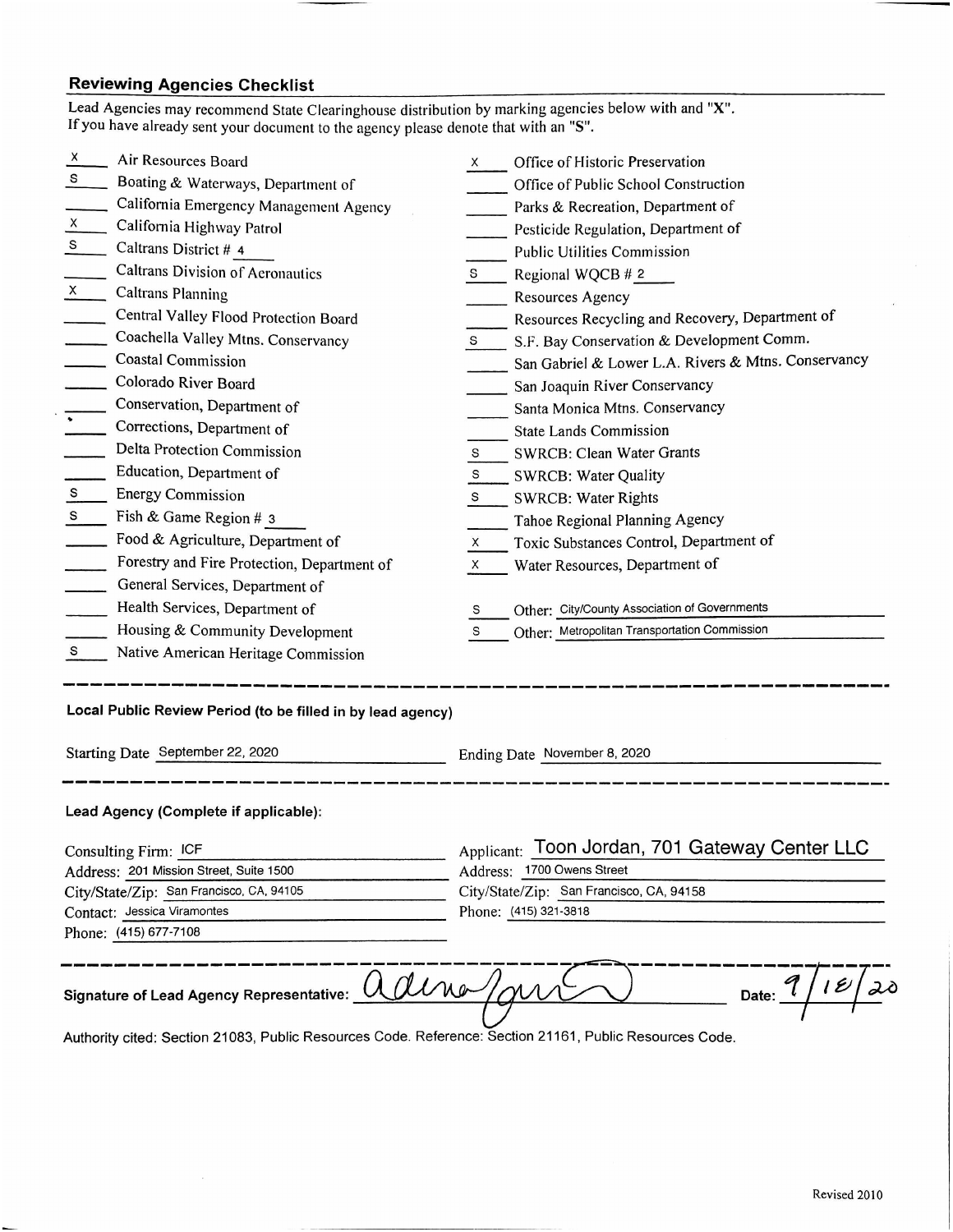## Reviewing Agencies Checklist

Lead Agencies may recommend State Clearinghouse distribution by marking agencies below with and "X".
If you have already sent your document to the agency please denote that with an "S".

X ___ Air Resources Board
S ___ Boating & Waterways, Department of
___ California Emergency Management Agency
X ___ California Highway Patrol
S ___ Caltrans District # 4
___ Caltrans Division of Aeronautics
X ___ Caltrans Planning
___ Central Valley Flood Protection Board
___ Coachella Valley Mtns. Conservancy
___ Coastal Commission
___ Colorado River Board
___ Conservation, Department of
___ Corrections, Department of
___ Delta Protection Commission
___ Education, Department of
S ___ Energy Commission
S ___ Fish & Game Region # 3
___ Food & Agriculture, Department of
___ Forestry and Fire Protection, Department of
___ General Services, Department of
___ Health Services, Department of
___ Housing & Community Development
S ___ Native American Heritage Commission

X ___ Office of Historic Preservation
___ Office of Public School Construction
___ Parks & Recreation, Department of
___ Pesticide Regulation, Department of
___ Public Utilities Commission
S ___ Regional WQCB # 2
___ Resources Agency
___ Resources Recycling and Recovery, Department of
S ___ S.F. Bay Conservation & Development Comm.
___ San Gabriel & Lower L.A. Rivers & Mtns. Conservancy
___ San Joaquin River Conservancy
___ Santa Monica Mtns. Conservancy
___ State Lands Commission
S ___ SWRCB: Clean Water Grants
S ___ SWRCB: Water Quality
S ___ SWRCB: Water Rights
___ Tahoe Regional Planning Agency
X ___ Toxic Substances Control, Department of
X ___ Water Resources, Department of

S ___ Other: City/County Association of Governments
S ___ Other: Metropolitan Transportation Commission

---

**Local Public Review Period (to be filled in by lead agency)**

Starting Date September 22, 2020 Ending Date November 8, 2020

---

**Lead Agency (Complete if applicable):**

Consulting Firm: ICF
Address: 201 Mission Street, Suite 1500
City/State/Zip: San Francisco, CA, 94105
Contact: Jessica Viramontes
Phone: (415) 677-7108

Applicant: Toon Jordan, 701 Gateway Center LLC
Address: 1700 Owens Street
City/State/Zip: San Francisco, CA, 94158
Phone: (415) 321-3818

---

**Signature of Lead Agency Representative:** [signature] **Date:** 9/18/20

Authority cited: Section 21083, Public Resources Code. Reference: Section 21161, Public Resources Code.

Revised 2010